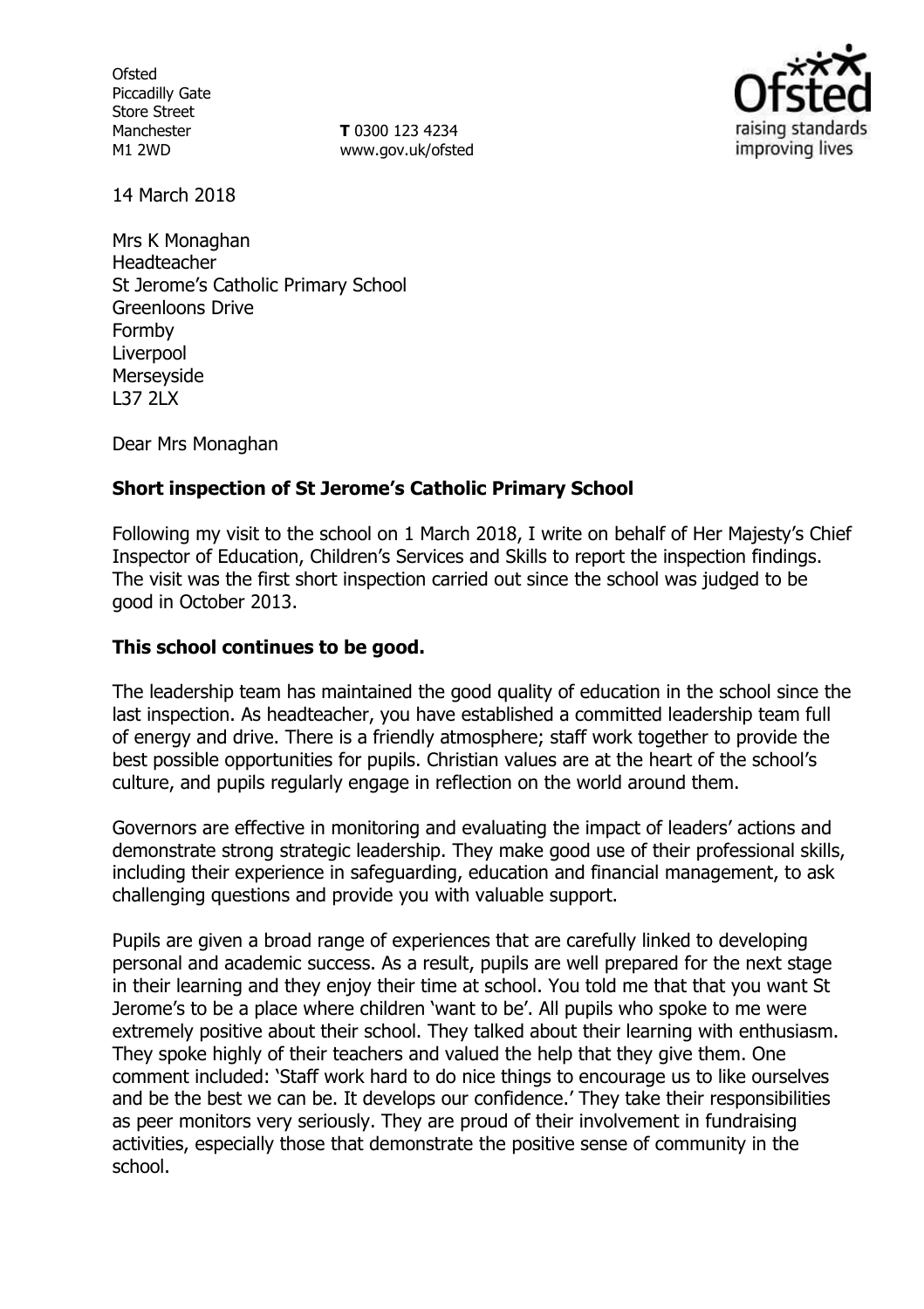Ofsted
Piccadilly Gate
Store Street
Manchester
M1 2WD

**T** 0300 123 4234
www.gov.uk/ofsted

14 March 2018

Mrs K Monaghan
Headteacher
St Jerome's Catholic Primary School
Greenloons Drive
Formby
Liverpool
Merseyside
L37 2LX

Dear Mrs Monaghan

**Short inspection of St Jerome's Catholic Primary School**

Following my visit to the school on 1 March 2018, I write on behalf of Her Majesty's Chief Inspector of Education, Children's Services and Skills to report the inspection findings. The visit was the first short inspection carried out since the school was judged to be good in October 2013.

**This school continues to be good.**

The leadership team has maintained the good quality of education in the school since the last inspection. As headteacher, you have established a committed leadership team full of energy and drive. There is a friendly atmosphere; staff work together to provide the best possible opportunities for pupils. Christian values are at the heart of the school's culture, and pupils regularly engage in reflection on the world around them.

Governors are effective in monitoring and evaluating the impact of leaders' actions and demonstrate strong strategic leadership. They make good use of their professional skills, including their experience in safeguarding, education and financial management, to ask challenging questions and provide you with valuable support.

Pupils are given a broad range of experiences that are carefully linked to developing personal and academic success. As a result, pupils are well prepared for the next stage in their learning and they enjoy their time at school. You told me that that you want St Jerome's to be a place where children 'want to be'. All pupils who spoke to me were extremely positive about their school. They talked about their learning with enthusiasm. They spoke highly of their teachers and valued the help that they give them. One comment included: 'Staff work hard to do nice things to encourage us to like ourselves and be the best we can be. It develops our confidence.' They take their responsibilities as peer monitors very seriously. They are proud of their involvement in fundraising activities, especially those that demonstrate the positive sense of community in the school.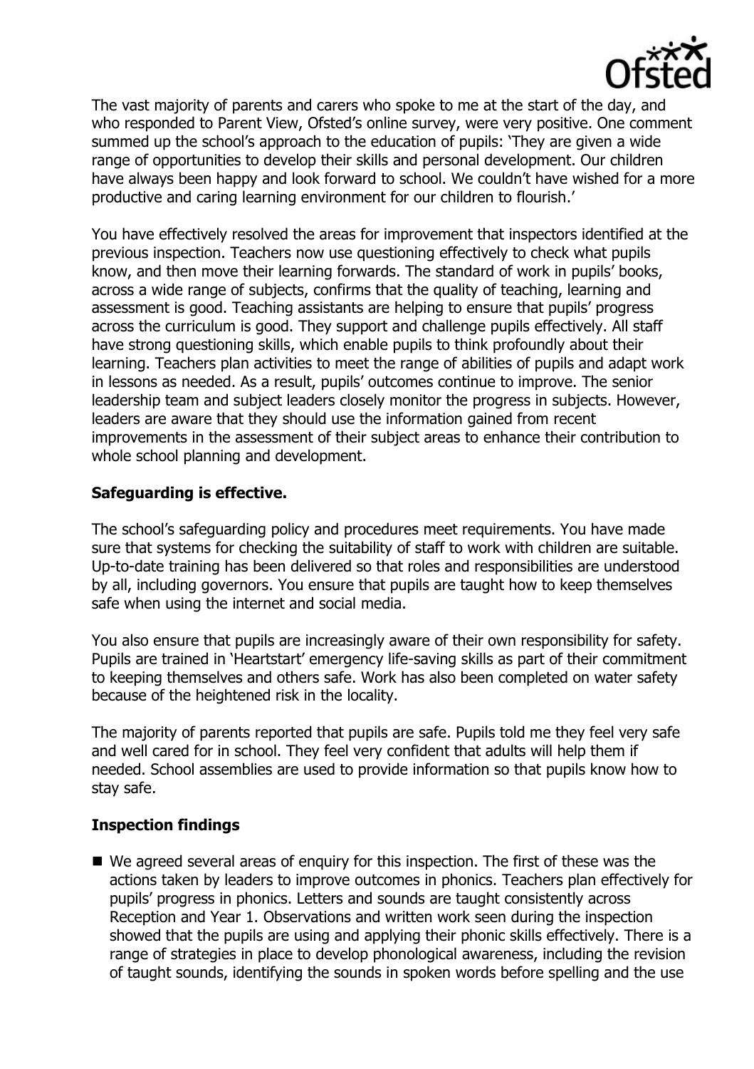The vast majority of parents and carers who spoke to me at the start of the day, and who responded to Parent View, Ofsted's online survey, were very positive. One comment summed up the school's approach to the education of pupils: 'They are given a wide range of opportunities to develop their skills and personal development. Our children have always been happy and look forward to school. We couldn't have wished for a more productive and caring learning environment for our children to flourish.'

You have effectively resolved the areas for improvement that inspectors identified at the previous inspection. Teachers now use questioning effectively to check what pupils know, and then move their learning forwards. The standard of work in pupils' books, across a wide range of subjects, confirms that the quality of teaching, learning and assessment is good. Teaching assistants are helping to ensure that pupils' progress across the curriculum is good. They support and challenge pupils effectively. All staff have strong questioning skills, which enable pupils to think profoundly about their learning. Teachers plan activities to meet the range of abilities of pupils and adapt work in lessons as needed. As a result, pupils' outcomes continue to improve. The senior leadership team and subject leaders closely monitor the progress in subjects. However, leaders are aware that they should use the information gained from recent improvements in the assessment of their subject areas to enhance their contribution to whole school planning and development.

**Safeguarding is effective.**

The school's safeguarding policy and procedures meet requirements. You have made sure that systems for checking the suitability of staff to work with children are suitable. Up-to-date training has been delivered so that roles and responsibilities are understood by all, including governors. You ensure that pupils are taught how to keep themselves safe when using the internet and social media.

You also ensure that pupils are increasingly aware of their own responsibility for safety. Pupils are trained in 'Heartstart' emergency life-saving skills as part of their commitment to keeping themselves and others safe. Work has also been completed on water safety because of the heightened risk in the locality.

The majority of parents reported that pupils are safe. Pupils told me they feel very safe and well cared for in school. They feel very confident that adults will help them if needed. School assemblies are used to provide information so that pupils know how to stay safe.

**Inspection findings**

- We agreed several areas of enquiry for this inspection. The first of these was the actions taken by leaders to improve outcomes in phonics. Teachers plan effectively for pupils' progress in phonics. Letters and sounds are taught consistently across Reception and Year 1. Observations and written work seen during the inspection showed that the pupils are using and applying their phonic skills effectively. There is a range of strategies in place to develop phonological awareness, including the revision of taught sounds, identifying the sounds in spoken words before spelling and the use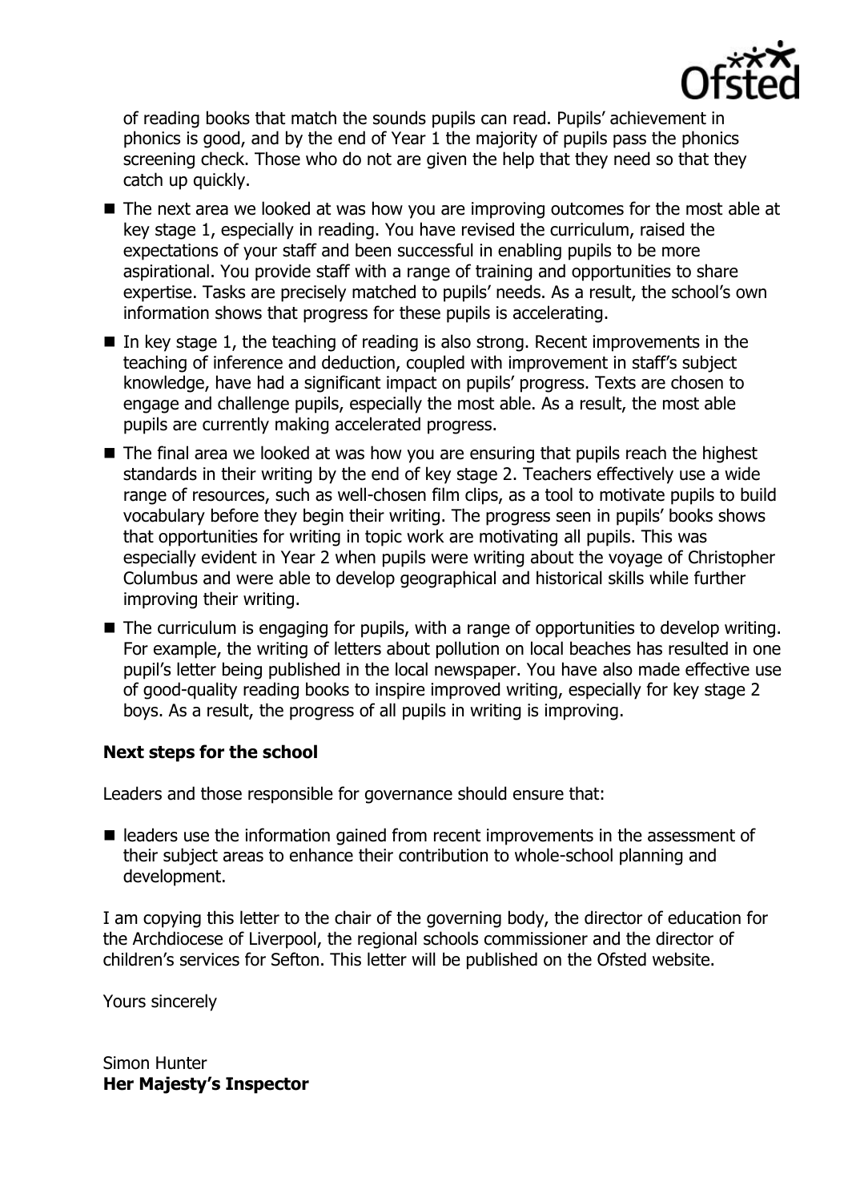of reading books that match the sounds pupils can read. Pupils' achievement in phonics is good, and by the end of Year 1 the majority of pupils pass the phonics screening check. Those who do not are given the help that they need so that they catch up quickly.

- The next area we looked at was how you are improving outcomes for the most able at key stage 1, especially in reading. You have revised the curriculum, raised the expectations of your staff and been successful in enabling pupils to be more aspirational. You provide staff with a range of training and opportunities to share expertise. Tasks are precisely matched to pupils' needs. As a result, the school's own information shows that progress for these pupils is accelerating.
- In key stage 1, the teaching of reading is also strong. Recent improvements in the teaching of inference and deduction, coupled with improvement in staff's subject knowledge, have had a significant impact on pupils' progress. Texts are chosen to engage and challenge pupils, especially the most able. As a result, the most able pupils are currently making accelerated progress.
- The final area we looked at was how you are ensuring that pupils reach the highest standards in their writing by the end of key stage 2. Teachers effectively use a wide range of resources, such as well-chosen film clips, as a tool to motivate pupils to build vocabulary before they begin their writing. The progress seen in pupils' books shows that opportunities for writing in topic work are motivating all pupils. This was especially evident in Year 2 when pupils were writing about the voyage of Christopher Columbus and were able to develop geographical and historical skills while further improving their writing.
- The curriculum is engaging for pupils, with a range of opportunities to develop writing. For example, the writing of letters about pollution on local beaches has resulted in one pupil's letter being published in the local newspaper. You have also made effective use of good-quality reading books to inspire improved writing, especially for key stage 2 boys. As a result, the progress of all pupils in writing is improving.

**Next steps for the school**

Leaders and those responsible for governance should ensure that:

- leaders use the information gained from recent improvements in the assessment of their subject areas to enhance their contribution to whole-school planning and development.

I am copying this letter to the chair of the governing body, the director of education for the Archdiocese of Liverpool, the regional schools commissioner and the director of children's services for Sefton. This letter will be published on the Ofsted website.

Yours sincerely

Simon Hunter
**Her Majesty's Inspector**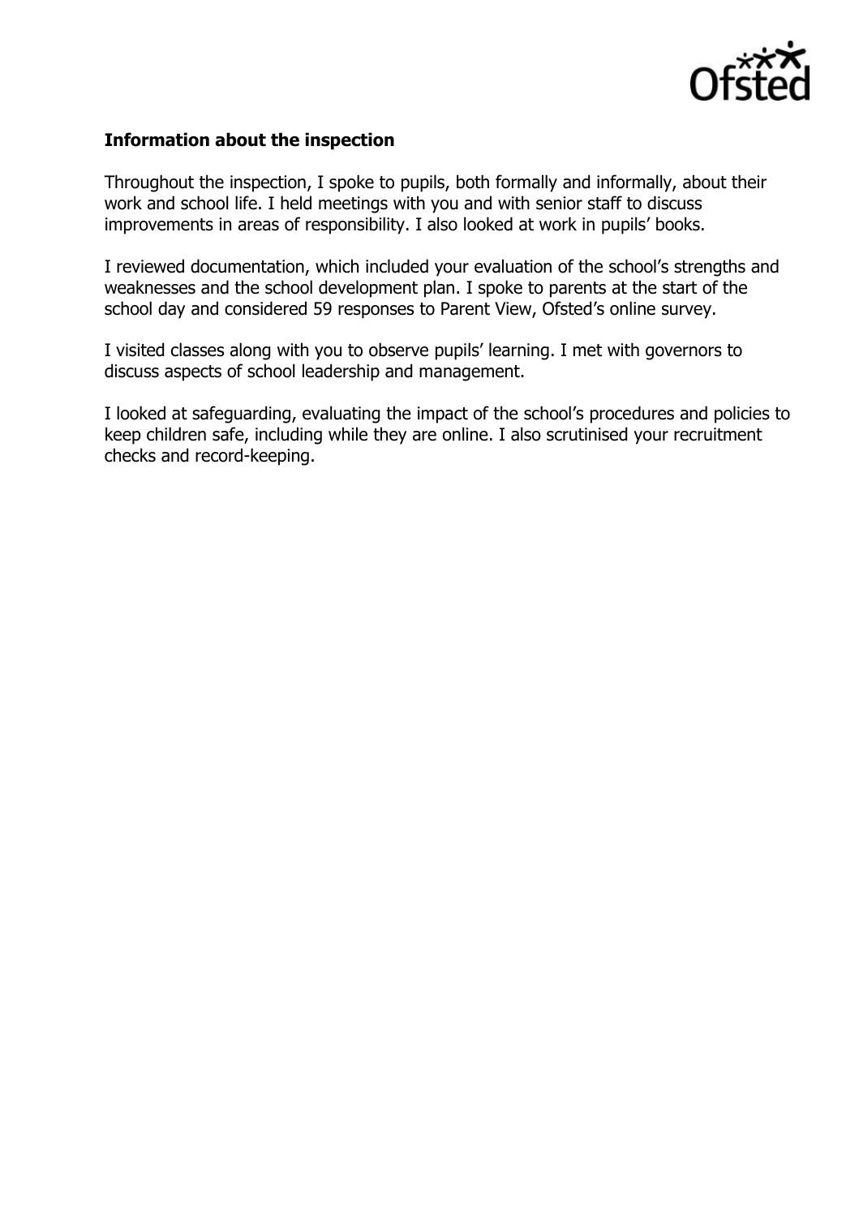**Information about the inspection**

Throughout the inspection, I spoke to pupils, both formally and informally, about their work and school life. I held meetings with you and with senior staff to discuss improvements in areas of responsibility. I also looked at work in pupils' books.

I reviewed documentation, which included your evaluation of the school's strengths and weaknesses and the school development plan. I spoke to parents at the start of the school day and considered 59 responses to Parent View, Ofsted's online survey.

I visited classes along with you to observe pupils' learning. I met with governors to discuss aspects of school leadership and management.

I looked at safeguarding, evaluating the impact of the school's procedures and policies to keep children safe, including while they are online. I also scrutinised your recruitment checks and record-keeping.